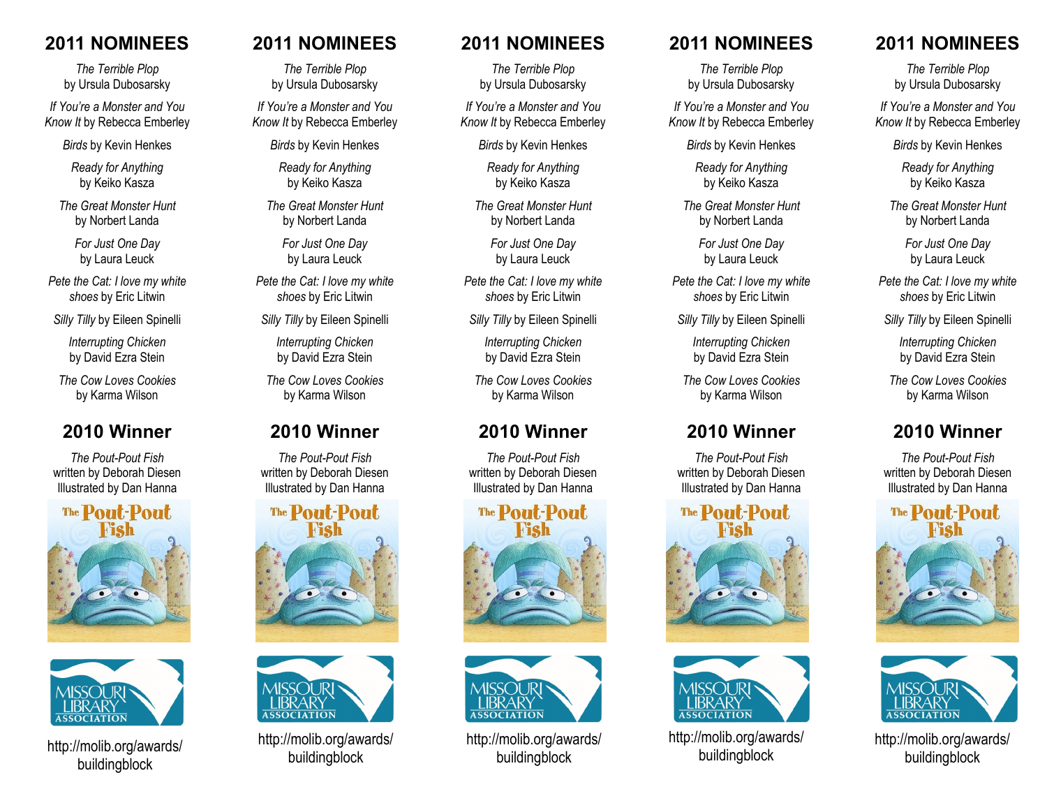## 2011 NOMINEES

*The Terrible Plop* by Ursula Dubosarsky

*If You're a Monster and You Know It* by Rebecca Emberley

*Birds* by Kevin Henkes

*Ready for Anything* by Keiko Kasza

*The Great Monster Hunt* by Norbert Landa

*For Just One Day* by Laura Leuck

*Pete the Cat: I love my white shoes* by Eric Litwin

*Silly Tilly* by Eileen Spinelli

*Interrupting Chicken* by David Ezra Stein

*The Cow Loves Cookies* by Karma Wilson

## 2010 Winner

*The Pout-Pout Fish*
written by Deborah Diesen
Illustrated by Dan Hanna

http://molib.org/awards/buildingblock

## 2011 NOMINEES

*The Terrible Plop* by Ursula Dubosarsky

*If You're a Monster and You Know It* by Rebecca Emberley

*Birds* by Kevin Henkes

*Ready for Anything* by Keiko Kasza

*The Great Monster Hunt* by Norbert Landa

*For Just One Day* by Laura Leuck

*Pete the Cat: I love my white shoes* by Eric Litwin

*Silly Tilly* by Eileen Spinelli

*Interrupting Chicken* by David Ezra Stein

*The Cow Loves Cookies* by Karma Wilson

## 2010 Winner

*The Pout-Pout Fish*
written by Deborah Diesen
Illustrated by Dan Hanna

http://molib.org/awards/buildingblock

## 2011 NOMINEES

*The Terrible Plop* by Ursula Dubosarsky

*If You're a Monster and You Know It* by Rebecca Emberley

*Birds* by Kevin Henkes

*Ready for Anything* by Keiko Kasza

*The Great Monster Hunt* by Norbert Landa

*For Just One Day* by Laura Leuck

*Pete the Cat: I love my white shoes* by Eric Litwin

*Silly Tilly* by Eileen Spinelli

*Interrupting Chicken* by David Ezra Stein

*The Cow Loves Cookies* by Karma Wilson

## 2010 Winner

*The Pout-Pout Fish*
written by Deborah Diesen
Illustrated by Dan Hanna

http://molib.org/awards/buildingblock

## 2011 NOMINEES

*The Terrible Plop* by Ursula Dubosarsky

*If You're a Monster and You Know It* by Rebecca Emberley

*Birds* by Kevin Henkes

*Ready for Anything* by Keiko Kasza

*The Great Monster Hunt* by Norbert Landa

*For Just One Day* by Laura Leuck

*Pete the Cat: I love my white shoes* by Eric Litwin

*Silly Tilly* by Eileen Spinelli

*Interrupting Chicken* by David Ezra Stein

*The Cow Loves Cookies* by Karma Wilson

## 2010 Winner

*The Pout-Pout Fish*
written by Deborah Diesen
Illustrated by Dan Hanna

http://molib.org/awards/buildingblock

## 2011 NOMINEES

*The Terrible Plop* by Ursula Dubosarsky

*If You're a Monster and You Know It* by Rebecca Emberley

*Birds* by Kevin Henkes

*Ready for Anything* by Keiko Kasza

*The Great Monster Hunt* by Norbert Landa

*For Just One Day* by Laura Leuck

*Pete the Cat: I love my white shoes* by Eric Litwin

*Silly Tilly* by Eileen Spinelli

*Interrupting Chicken* by David Ezra Stein

*The Cow Loves Cookies* by Karma Wilson

## 2010 Winner

*The Pout-Pout Fish*
written by Deborah Diesen
Illustrated by Dan Hanna

http://molib.org/awards/buildingblock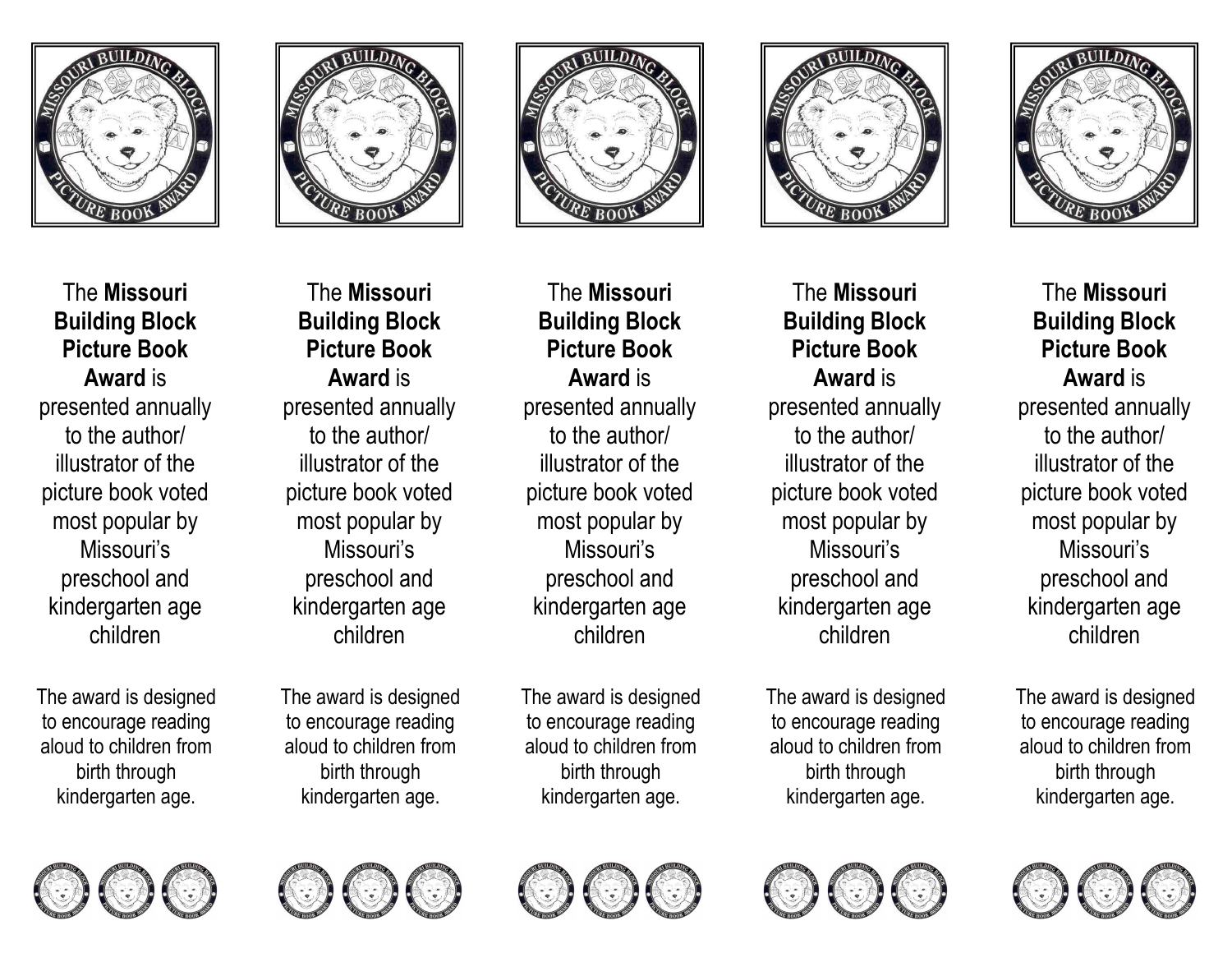The **Missouri Building Block Picture Book Award** is presented annually to the author/ illustrator of the picture book voted most popular by Missouri's preschool and kindergarten age children

The award is designed to encourage reading aloud to children from birth through kindergarten age.

The **Missouri Building Block Picture Book Award** is presented annually to the author/ illustrator of the picture book voted most popular by Missouri's preschool and kindergarten age children

The award is designed to encourage reading aloud to children from birth through kindergarten age.

The **Missouri Building Block Picture Book Award** is presented annually to the author/ illustrator of the picture book voted most popular by Missouri's preschool and kindergarten age children

The award is designed to encourage reading aloud to children from birth through kindergarten age.

The **Missouri Building Block Picture Book Award** is presented annually to the author/ illustrator of the picture book voted most popular by Missouri's preschool and kindergarten age children

The award is designed to encourage reading aloud to children from birth through kindergarten age.

The **Missouri Building Block Picture Book Award** is presented annually to the author/ illustrator of the picture book voted most popular by Missouri's preschool and kindergarten age children

The award is designed to encourage reading aloud to children from birth through kindergarten age.